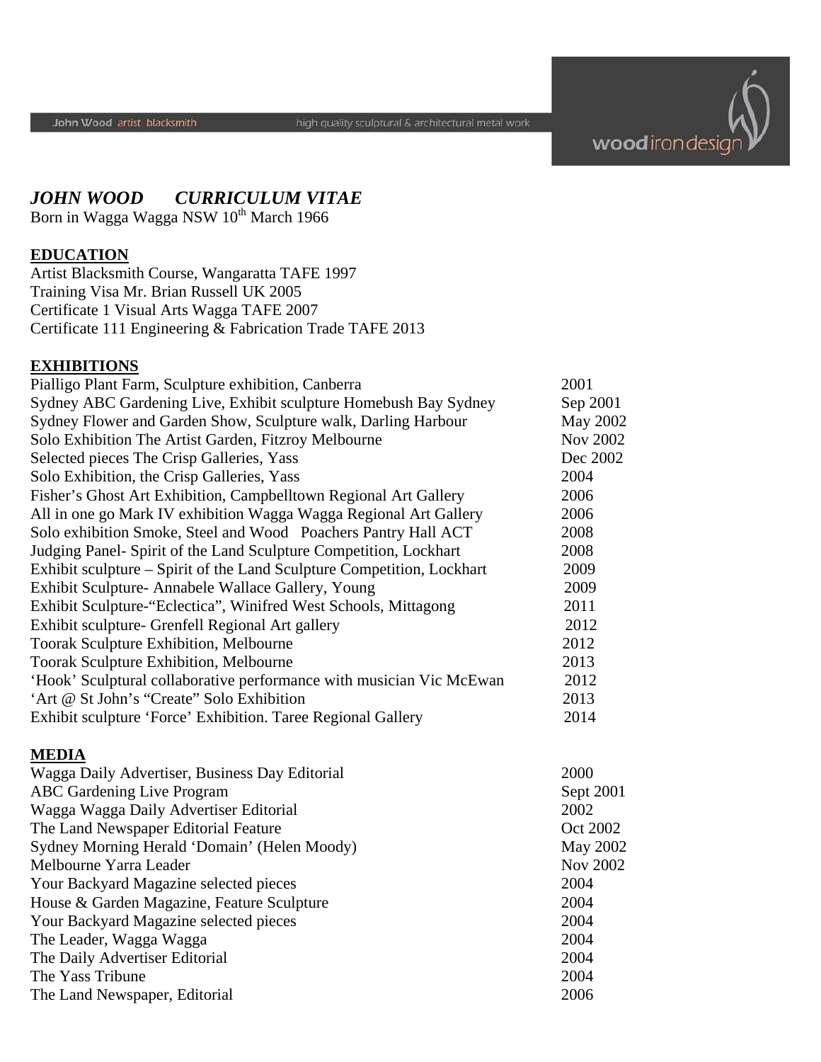John Wood artist blacksmith high quality sculptural & architectural metal work

woodirondesign

# *JOHN WOOD CURRICULUM VITAE*

Born in Wagga Wagga NSW 10th March 1966

## EDUCATION

Artist Blacksmith Course, Wangaratta TAFE 1997
Training Visa Mr. Brian Russell UK 2005
Certificate 1 Visual Arts Wagga TAFE 2007
Certificate 111 Engineering & Fabrication Trade TAFE 2013

## EXHIBITIONS

| | |
|---|---|
| Pialligo Plant Farm, Sculpture exhibition, Canberra | 2001 |
| Sydney ABC Gardening Live, Exhibit sculpture Homebush Bay Sydney | Sep 2001 |
| Sydney Flower and Garden Show, Sculpture walk, Darling Harbour | May 2002 |
| Solo Exhibition The Artist Garden, Fitzroy Melbourne | Nov 2002 |
| Selected pieces The Crisp Galleries, Yass | Dec 2002 |
| Solo Exhibition, the Crisp Galleries, Yass | 2004 |
| Fisher's Ghost Art Exhibition, Campbelltown Regional Art Gallery | 2006 |
| All in one go Mark IV exhibition Wagga Wagga Regional Art Gallery | 2006 |
| Solo exhibition Smoke, Steel and Wood Poachers Pantry Hall ACT | 2008 |
| Judging Panel- Spirit of the Land Sculpture Competition, Lockhart | 2008 |
| Exhibit sculpture – Spirit of the Land Sculpture Competition, Lockhart | 2009 |
| Exhibit Sculpture- Annabele Wallace Gallery, Young | 2009 |
| Exhibit Sculpture-"Eclectica", Winifred West Schools, Mittagong | 2011 |
| Exhibit sculpture- Grenfell Regional Art gallery | 2012 |
| Toorak Sculpture Exhibition, Melbourne | 2012 |
| Toorak Sculpture Exhibition, Melbourne | 2013 |
| 'Hook' Sculptural collaborative performance with musician Vic McEwan | 2012 |
| 'Art @ St John's "Create" Solo Exhibition | 2013 |
| Exhibit sculpture 'Force' Exhibition. Taree Regional Gallery | 2014 |

## MEDIA

| | |
|---|---|
| Wagga Daily Advertiser, Business Day Editorial | 2000 |
| ABC Gardening Live Program | Sept 2001 |
| Wagga Wagga Daily Advertiser Editorial | 2002 |
| The Land Newspaper Editorial Feature | Oct 2002 |
| Sydney Morning Herald 'Domain' (Helen Moody) | May 2002 |
| Melbourne Yarra Leader | Nov 2002 |
| Your Backyard Magazine selected pieces | 2004 |
| House & Garden Magazine, Feature Sculpture | 2004 |
| Your Backyard Magazine selected pieces | 2004 |
| The Leader, Wagga Wagga | 2004 |
| The Daily Advertiser Editorial | 2004 |
| The Yass Tribune | 2004 |
| The Land Newspaper, Editorial | 2006 |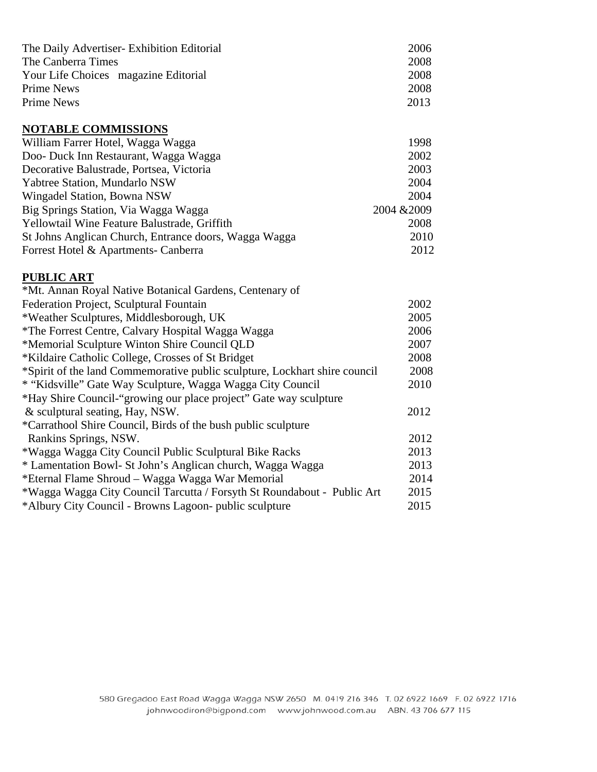| | |
|---|---|
| The Daily Advertiser- Exhibition Editorial | 2006 |
| The Canberra Times | 2008 |
| Your Life Choices magazine Editorial | 2008 |
| Prime News | 2008 |
| Prime News | 2013 |

## NOTABLE COMMISSIONS

| | |
|---|---|
| William Farrer Hotel, Wagga Wagga | 1998 |
| Doo- Duck Inn Restaurant, Wagga Wagga | 2002 |
| Decorative Balustrade, Portsea, Victoria | 2003 |
| Yabtree Station, Mundarlo NSW | 2004 |
| Wingadel Station, Bowna NSW | 2004 |
| Big Springs Station, Via Wagga Wagga | 2004 &2009 |
| Yellowtail Wine Feature Balustrade, Griffith | 2008 |
| St Johns Anglican Church, Entrance doors, Wagga Wagga | 2010 |
| Forrest Hotel & Apartments- Canberra | 2012 |

## PUBLIC ART

| | |
|---|---|
| *Mt. Annan Royal Native Botanical Gardens, Centenary of Federation Project, Sculptural Fountain | 2002 |
| *Weather Sculptures, Middlesborough, UK | 2005 |
| *The Forrest Centre, Calvary Hospital Wagga Wagga | 2006 |
| *Memorial Sculpture Winton Shire Council QLD | 2007 |
| *Kildaire Catholic College, Crosses of St Bridget | 2008 |
| *Spirit of the land Commemorative public sculpture, Lockhart shire council | 2008 |
| * "Kidsville" Gate Way Sculpture, Wagga Wagga City Council | 2010 |
| *Hay Shire Council-"growing our place project" Gate way sculpture & sculptural seating, Hay, NSW. | 2012 |
| *Carrathool Shire Council, Birds of the bush public sculpture Rankins Springs, NSW. | 2012 |
| *Wagga Wagga City Council Public Sculptural Bike Racks | 2013 |
| * Lamentation Bowl- St John's Anglican church, Wagga Wagga | 2013 |
| *Eternal Flame Shroud – Wagga Wagga War Memorial | 2014 |
| *Wagga Wagga City Council Tarcutta / Forsyth St Roundabout - Public Art | 2015 |
| *Albury City Council - Browns Lagoon- public sculpture | 2015 |

580 Gregadoo East Road Wagga Wagga NSW 2650 M. 0419 216 346 T. 02 6922 1669 F. 02 6922 1716
johnwoodiron@bigpond.com www.johnwood.com.au ABN. 43 706 677 115